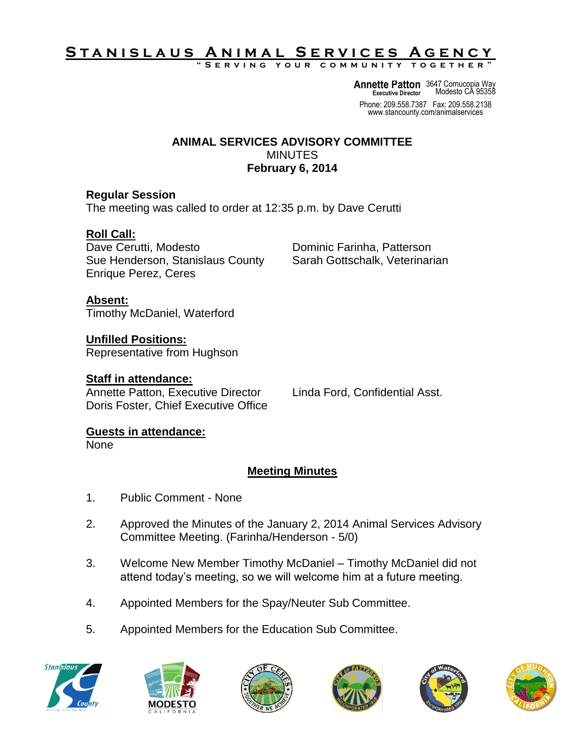# Stanislaus Animal Services Agency

"Serving your community together"

**Annette Patton**
Executive Director

3647 Cornucopia Way
Modesto CA 95358

Phone: 209.558.7387 Fax: 209.558.2138
www.stancounty.com/animalservices

## ANIMAL SERVICES ADVISORY COMMITTEE

MINUTES

**February 6, 2014**

**Regular Session**

The meeting was called to order at 12:35 p.m. by Dave Cerutti

**Roll Call:**

Dave Cerutti, Modesto
Sue Henderson, Stanislaus County
Enrique Perez, Ceres
Dominic Farinha, Patterson
Sarah Gottschalk, Veterinarian

**Absent:**

Timothy McDaniel, Waterford

**Unfilled Positions:**

Representative from Hughson

**Staff in attendance:**

Annette Patton, Executive Director
Doris Foster, Chief Executive Office
Linda Ford, Confidential Asst.

**Guests in attendance:**

None

**Meeting Minutes**

1. Public Comment - None
2. Approved the Minutes of the January 2, 2014 Animal Services Advisory Committee Meeting. (Farinha/Henderson - 5/0)
3. Welcome New Member Timothy McDaniel – Timothy McDaniel did not attend today's meeting, so we will welcome him at a future meeting.
4. Appointed Members for the Spay/Neuter Sub Committee.
5. Appointed Members for the Education Sub Committee.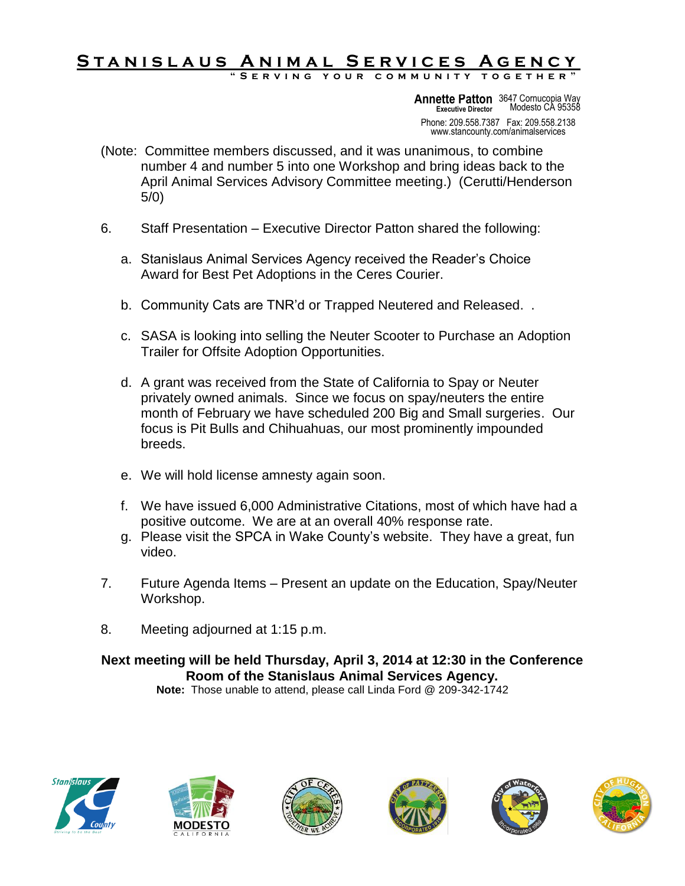# Stanislaus Animal Services Agency

**"Serving your community together"**

**Annette Patton**
Executive Director

3647 Cornucopia Way
Modesto CA 95358

Phone: 209.558.7387 Fax: 209.558.2138
www.stancounty.com/animalservices

(Note: Committee members discussed, and it was unanimous, to combine number 4 and number 5 into one Workshop and bring ideas back to the April Animal Services Advisory Committee meeting.) (Cerutti/Henderson 5/0)

6. Staff Presentation – Executive Director Patton shared the following:

   a. Stanislaus Animal Services Agency received the Reader's Choice Award for Best Pet Adoptions in the Ceres Courier.

   b. Community Cats are TNR'd or Trapped Neutered and Released. .

   c. SASA is looking into selling the Neuter Scooter to Purchase an Adoption Trailer for Offsite Adoption Opportunities.

   d. A grant was received from the State of California to Spay or Neuter privately owned animals. Since we focus on spay/neuters the entire month of February we have scheduled 200 Big and Small surgeries. Our focus is Pit Bulls and Chihuahuas, our most prominently impounded breeds.

   e. We will hold license amnesty again soon.

   f. We have issued 6,000 Administrative Citations, most of which have had a positive outcome. We are at an overall 40% response rate.

   g. Please visit the SPCA in Wake County's website. They have a great, fun video.

7. Future Agenda Items – Present an update on the Education, Spay/Neuter Workshop.

8. Meeting adjourned at 1:15 p.m.

**Next meeting will be held Thursday, April 3, 2014 at 12:30 in the Conference Room of the Stanislaus Animal Services Agency.**

**Note:** Those unable to attend, please call Linda Ford @ 209-342-1742